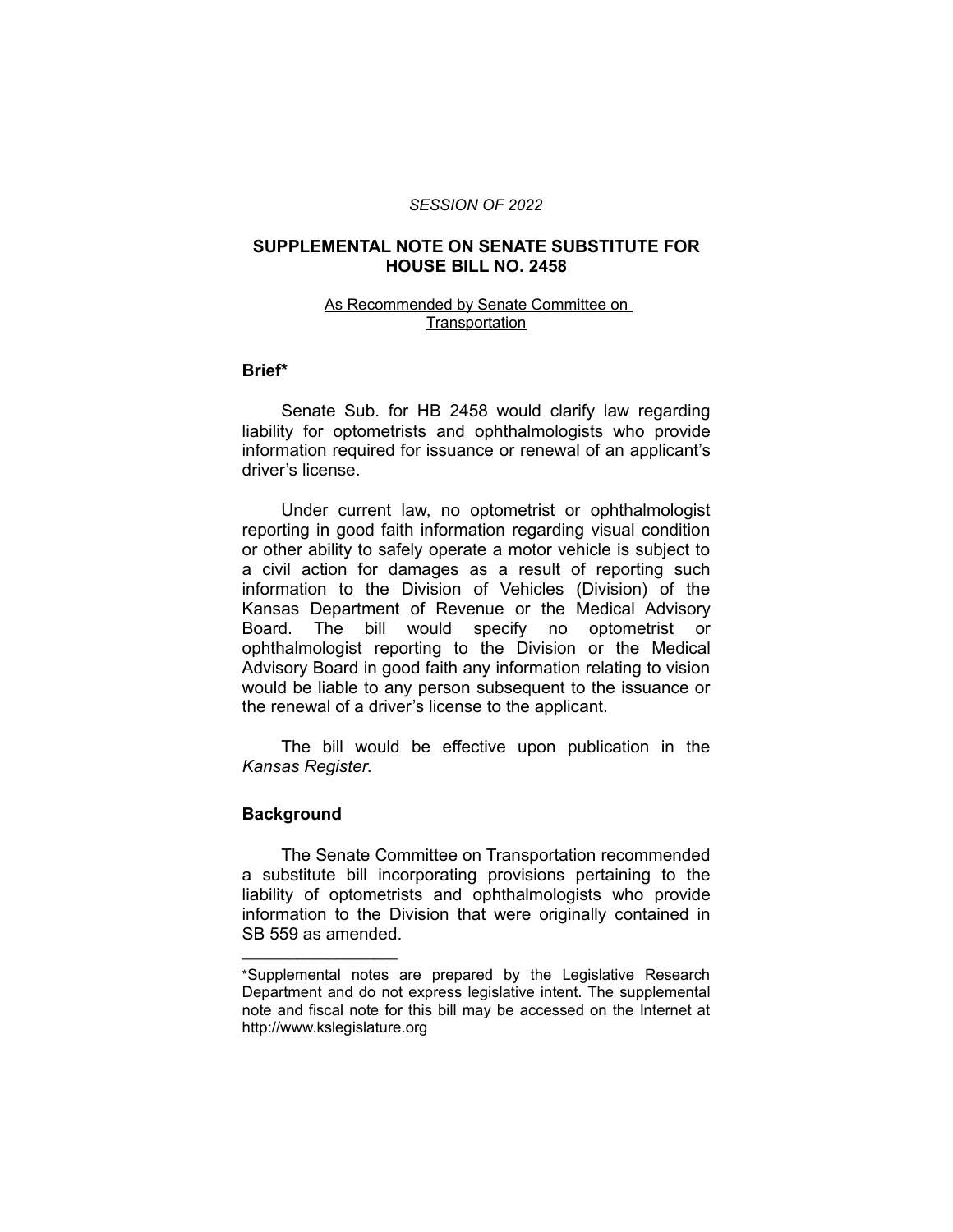*SESSION OF 2022*

# SUPPLEMENTAL NOTE ON SENATE SUBSTITUTE FOR HOUSE BILL NO. 2458

As Recommended by Senate Committee on Transportation

## Brief*

Senate Sub. for HB 2458 would clarify law regarding liability for optometrists and ophthalmologists who provide information required for issuance or renewal of an applicant's driver's license.

Under current law, no optometrist or ophthalmologist reporting in good faith information regarding visual condition or other ability to safely operate a motor vehicle is subject to a civil action for damages as a result of reporting such information to the Division of Vehicles (Division) of the Kansas Department of Revenue or the Medical Advisory Board. The bill would specify no optometrist or ophthalmologist reporting to the Division or the Medical Advisory Board in good faith any information relating to vision would be liable to any person subsequent to the issuance or the renewal of a driver's license to the applicant.

The bill would be effective upon publication in the *Kansas Register*.

## Background

The Senate Committee on Transportation recommended a substitute bill incorporating provisions pertaining to the liability of optometrists and ophthalmologists who provide information to the Division that were originally contained in SB 559 as amended.

____________________

*Supplemental notes are prepared by the Legislative Research Department and do not express legislative intent. The supplemental note and fiscal note for this bill may be accessed on the Internet at http://www.kslegislature.org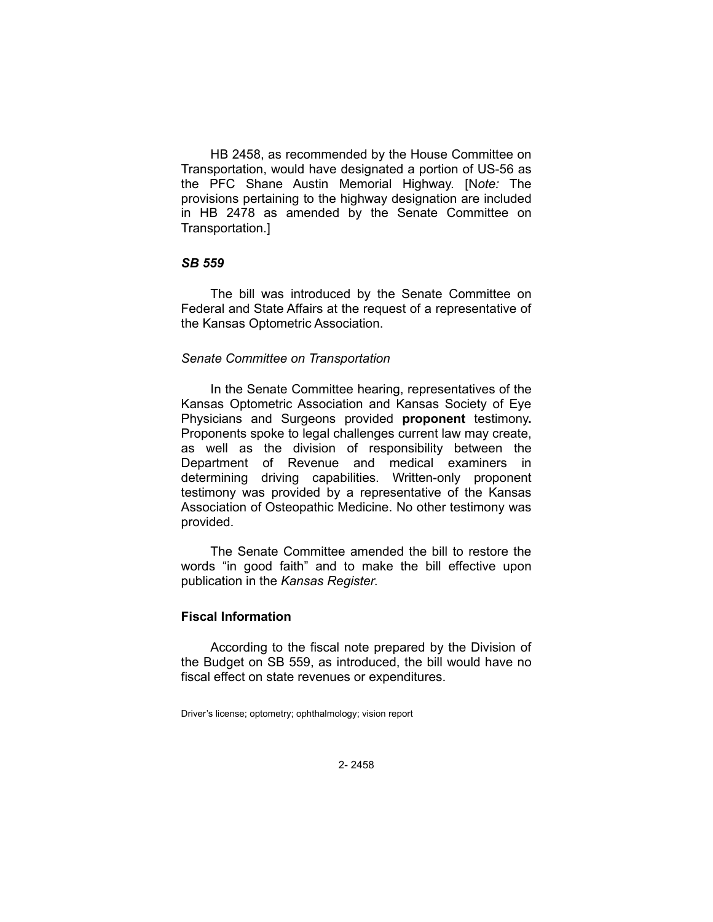HB 2458, as recommended by the House Committee on Transportation, would have designated a portion of US-56 as the PFC Shane Austin Memorial Highway. [N*ote:* The provisions pertaining to the highway designation are included in HB 2478 as amended by the Senate Committee on Transportation.]

### *SB 559*

The bill was introduced by the Senate Committee on Federal and State Affairs at the request of a representative of the Kansas Optometric Association.

*Senate Committee on Transportation*

In the Senate Committee hearing, representatives of the Kansas Optometric Association and Kansas Society of Eye Physicians and Surgeons provided **proponent** testimony**.** Proponents spoke to legal challenges current law may create, as well as the division of responsibility between the Department of Revenue and medical examiners in determining driving capabilities. Written-only proponent testimony was provided by a representative of the Kansas Association of Osteopathic Medicine. No other testimony was provided.

The Senate Committee amended the bill to restore the words "in good faith" and to make the bill effective upon publication in the *Kansas Register.*

### Fiscal Information

According to the fiscal note prepared by the Division of the Budget on SB 559, as introduced, the bill would have no fiscal effect on state revenues or expenditures.

Driver's license; optometry; ophthalmology; vision report